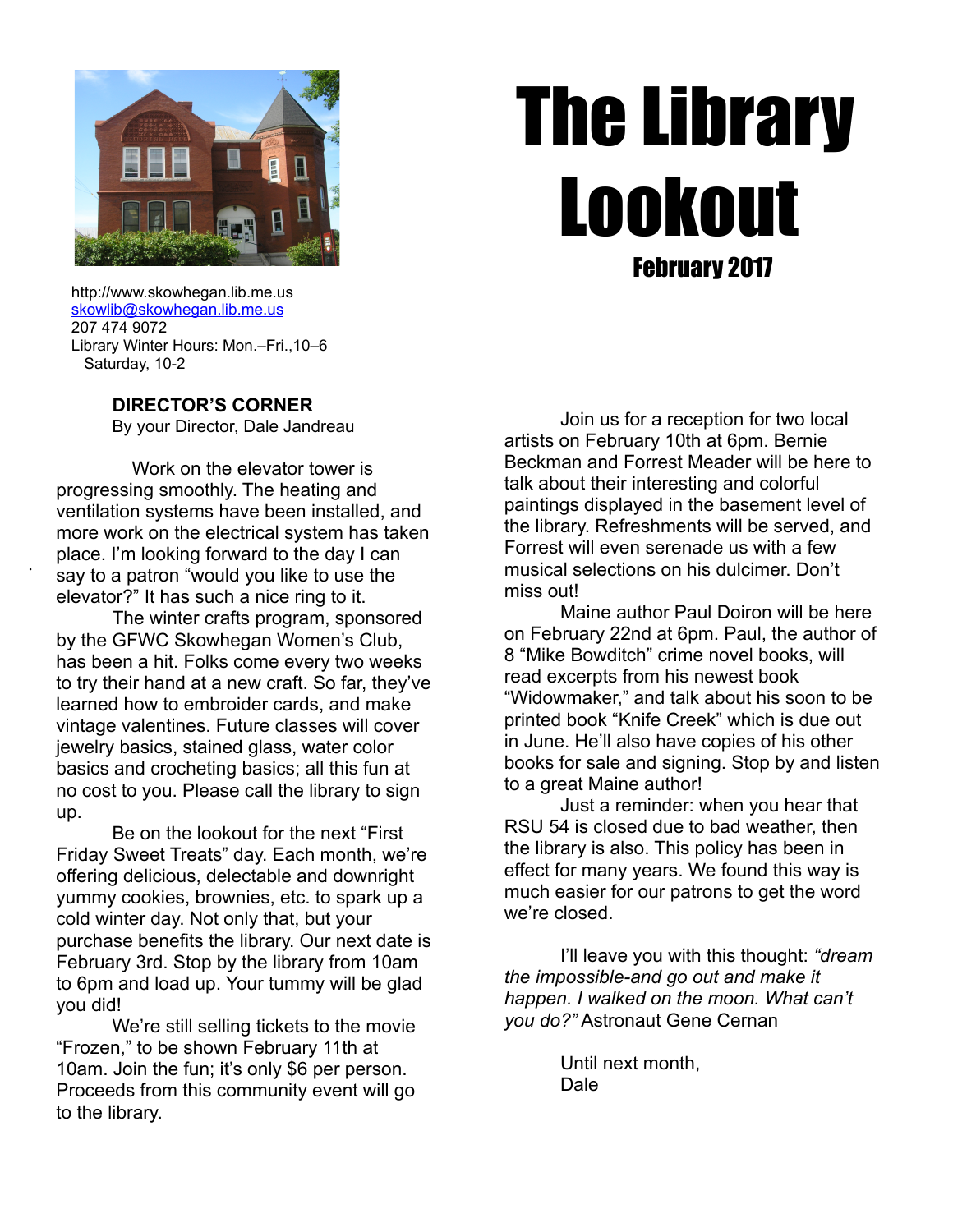# The Library Lookout

## February 2017

http://www.skowhegan.lib.me.us
skowlib@skowhegan.lib.me.us
207 474 9072
Library Winter Hours: Mon.–Fri.,10–6
Saturday, 10-2

### DIRECTOR'S CORNER

By your Director, Dale Jandreau

Work on the elevator tower is progressing smoothly. The heating and ventilation systems have been installed, and more work on the electrical system has taken place. I'm looking forward to the day I can say to a patron "would you like to use the elevator?" It has such a nice ring to it.

The winter crafts program, sponsored by the GFWC Skowhegan Women's Club, has been a hit. Folks come every two weeks to try their hand at a new craft. So far, they've learned how to embroider cards, and make vintage valentines. Future classes will cover jewelry basics, stained glass, water color basics and crocheting basics; all this fun at no cost to you. Please call the library to sign up.

Be on the lookout for the next "First Friday Sweet Treats" day. Each month, we're offering delicious, delectable and downright yummy cookies, brownies, etc. to spark up a cold winter day. Not only that, but your purchase benefits the library. Our next date is February 3rd. Stop by the library from 10am to 6pm and load up. Your tummy will be glad you did!

We're still selling tickets to the movie "Frozen," to be shown February 11th at 10am. Join the fun; it's only $6 per person. Proceeds from this community event will go to the library.

Join us for a reception for two local artists on February 10th at 6pm. Bernie Beckman and Forrest Meader will be here to talk about their interesting and colorful paintings displayed in the basement level of the library. Refreshments will be served, and Forrest will even serenade us with a few musical selections on his dulcimer. Don't miss out!

Maine author Paul Doiron will be here on February 22nd at 6pm. Paul, the author of 8 "Mike Bowditch" crime novel books, will read excerpts from his newest book "Widowmaker," and talk about his soon to be printed book "Knife Creek" which is due out in June. He'll also have copies of his other books for sale and signing. Stop by and listen to a great Maine author!

Just a reminder: when you hear that RSU 54 is closed due to bad weather, then the library is also. This policy has been in effect for many years. We found this way is much easier for our patrons to get the word we're closed.

I'll leave you with this thought: *"dream the impossible-and go out and make it happen. I walked on the moon. What can't you do?"* Astronaut Gene Cernan

Until next month,
Dale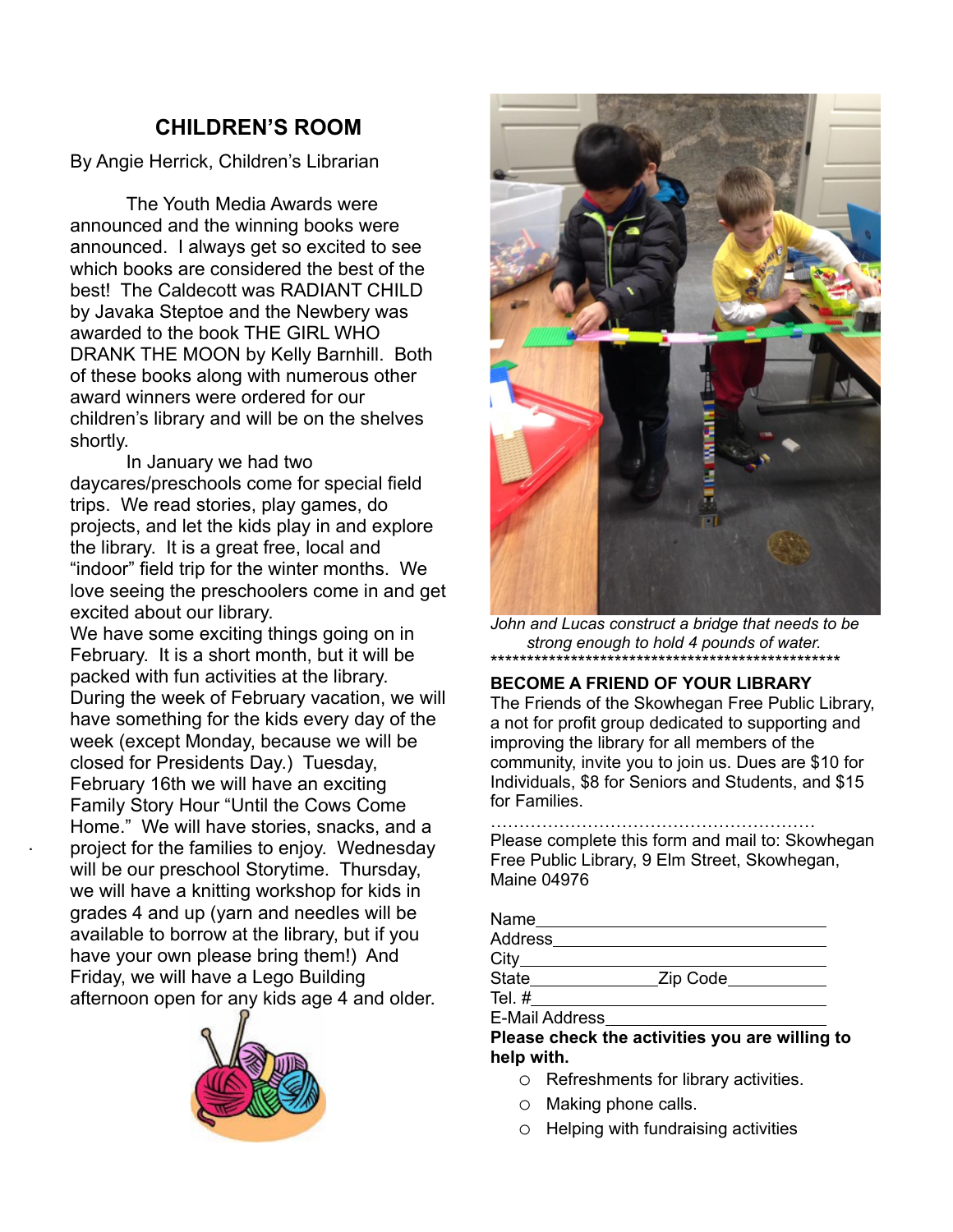## CHILDREN'S ROOM

By Angie Herrick, Children's Librarian

The Youth Media Awards were announced and the winning books were announced. I always get so excited to see which books are considered the best of the best! The Caldecott was RADIANT CHILD by Javaka Steptoe and the Newbery was awarded to the book THE GIRL WHO DRANK THE MOON by Kelly Barnhill. Both of these books along with numerous other award winners were ordered for our children's library and will be on the shelves shortly.

In January we had two daycares/preschools come for special field trips. We read stories, play games, do projects, and let the kids play in and explore the library. It is a great free, local and "indoor" field trip for the winter months. We love seeing the preschoolers come in and get excited about our library.

We have some exciting things going on in February. It is a short month, but it will be packed with fun activities at the library. During the week of February vacation, we will have something for the kids every day of the week (except Monday, because we will be closed for Presidents Day.) Tuesday, February 16th we will have an exciting Family Story Hour "Until the Cows Come Home." We will have stories, snacks, and a project for the families to enjoy. Wednesday will be our preschool Storytime. Thursday, we will have a knitting workshop for kids in grades 4 and up (yarn and needles will be available to borrow at the library, but if you have your own please bring them!) And Friday, we will have a Lego Building afternoon open for any kids age 4 and older.

*John and Lucas construct a bridge that needs to be strong enough to hold 4 pounds of water.*

**************************************************

**BECOME A FRIEND OF YOUR LIBRARY**

The Friends of the Skowhegan Free Public Library, a not for profit group dedicated to supporting and improving the library for all members of the community, invite you to join us. Dues are $10 for Individuals, $8 for Seniors and Students, and $15 for Families.

…………………………………………………

Please complete this form and mail to: Skowhegan Free Public Library, 9 Elm Street, Skowhegan, Maine 04976

Name________________________________

Address______________________________

City_________________________________

State______________Zip Code___________

Tel. #_______________________________

E-Mail Address________________________

**Please check the activities you are willing to help with.**

- ○ Refreshments for library activities.
- ○ Making phone calls.
- ○ Helping with fundraising activities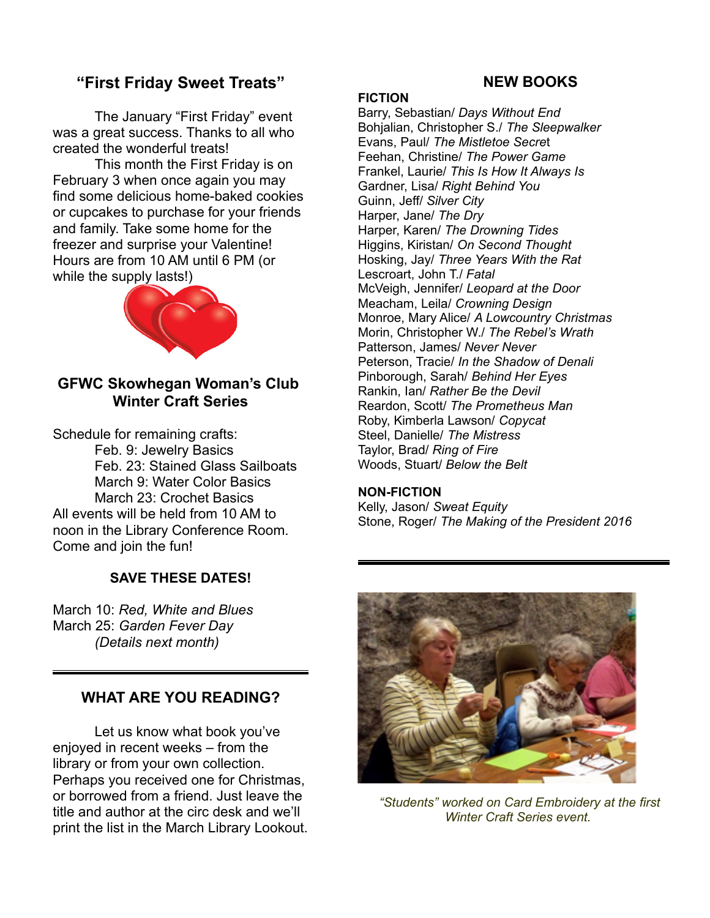## "First Friday Sweet Treats"

The January "First Friday" event was a great success. Thanks to all who created the wonderful treats!

This month the First Friday is on February 3 when once again you may find some delicious home-baked cookies or cupcakes to purchase for your friends and family. Take some home for the freezer and surprise your Valentine! Hours are from 10 AM until 6 PM (or while the supply lasts!)

## GFWC Skowhegan Woman's Club Winter Craft Series

Schedule for remaining crafts:

- Feb. 9: Jewelry Basics
- Feb. 23: Stained Glass Sailboats
- March 9: Water Color Basics
- March 23: Crochet Basics

All events will be held from 10 AM to noon in the Library Conference Room. Come and join the fun!

### SAVE THESE DATES!

March 10: *Red, White and Blues*
March 25: *Garden Fever Day*
*(Details next month)*

---

## WHAT ARE YOU READING?

Let us know what book you've enjoyed in recent weeks – from the library or from your own collection. Perhaps you received one for Christmas, or borrowed from a friend. Just leave the title and author at the circ desk and we'll print the list in the March Library Lookout.

## NEW BOOKS

**FICTION**

Barry, Sebastian/ *Days Without End*
Bohjalian, Christopher S./ *The Sleepwalker*
Evans, Paul/ *The Mistletoe Secret*
Feehan, Christine/ *The Power Game*
Frankel, Laurie/ *This Is How It Always Is*
Gardner, Lisa/ *Right Behind You*
Guinn, Jeff/ *Silver City*
Harper, Jane/ *The Dry*
Harper, Karen/ *The Drowning Tides*
Higgins, Kiristan/ *On Second Thought*
Hosking, Jay/ *Three Years With the Rat*
Lescroart, John T./ *Fatal*
McVeigh, Jennifer/ *Leopard at the Door*
Meacham, Leila/ *Crowning Design*
Monroe, Mary Alice/ *A Lowcountry Christmas*
Morin, Christopher W./ *The Rebel's Wrath*
Patterson, James/ *Never Never*
Peterson, Tracie/ *In the Shadow of Denali*
Pinborough, Sarah/ *Behind Her Eyes*
Rankin, Ian/ *Rather Be the Devil*
Reardon, Scott/ *The Prometheus Man*
Roby, Kimberla Lawson/ *Copycat*
Steel, Danielle/ *The Mistress*
Taylor, Brad/ *Ring of Fire*
Woods, Stuart/ *Below the Belt*

**NON-FICTION**

Kelly, Jason/ *Sweat Equity*
Stone, Roger/ *The Making of the President 2016*

---

*"Students" worked on Card Embroidery at the first Winter Craft Series event.*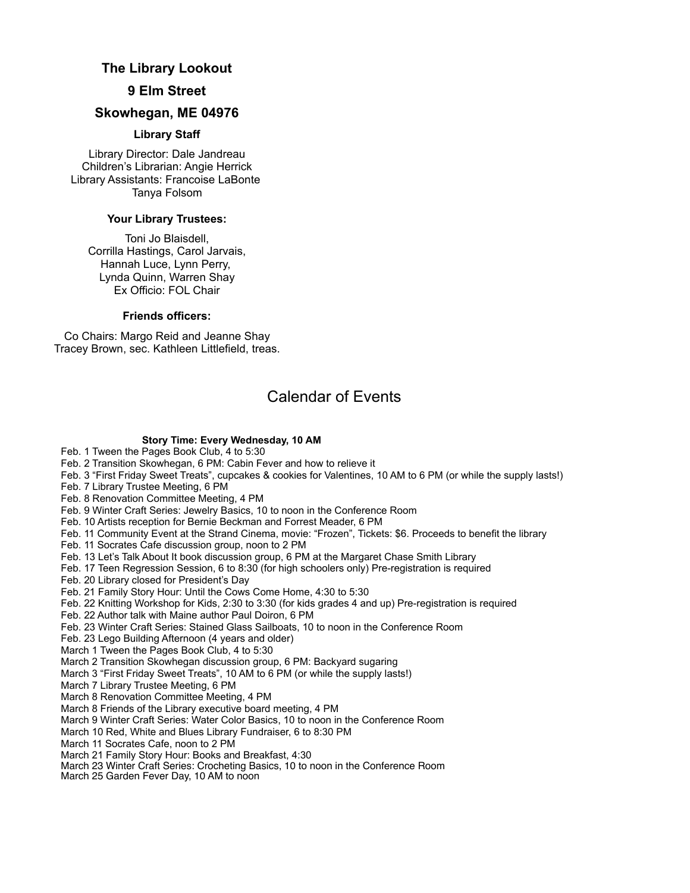**The Library Lookout**

**9 Elm Street**

**Skowhegan, ME 04976**

**Library Staff**

Library Director: Dale Jandreau
Children's Librarian: Angie Herrick
Library Assistants: Francoise LaBonte
Tanya Folsom

**Your Library Trustees:**

Toni Jo Blaisdell,
Corrilla Hastings, Carol Jarvais,
Hannah Luce, Lynn Perry,
Lynda Quinn, Warren Shay
Ex Officio: FOL Chair

**Friends officers:**

Co Chairs: Margo Reid and Jeanne Shay
Tracey Brown, sec. Kathleen Littlefield, treas.

## Calendar of Events

**Story Time: Every Wednesday, 10 AM**

Feb. 1 Tween the Pages Book Club, 4 to 5:30
Feb. 2 Transition Skowhegan, 6 PM: Cabin Fever and how to relieve it
Feb. 3 "First Friday Sweet Treats", cupcakes & cookies for Valentines, 10 AM to 6 PM (or while the supply lasts!)
Feb. 7 Library Trustee Meeting, 6 PM
Feb. 8 Renovation Committee Meeting, 4 PM
Feb. 9 Winter Craft Series: Jewelry Basics, 10 to noon in the Conference Room
Feb. 10 Artists reception for Bernie Beckman and Forrest Meader, 6 PM
Feb. 11 Community Event at the Strand Cinema, movie: "Frozen", Tickets: $6. Proceeds to benefit the library
Feb. 11 Socrates Cafe discussion group, noon to 2 PM
Feb. 13 Let's Talk About It book discussion group, 6 PM at the Margaret Chase Smith Library
Feb. 17 Teen Regression Session, 6 to 8:30 (for high schoolers only) Pre-registration is required
Feb. 20 Library closed for President's Day
Feb. 21 Family Story Hour: Until the Cows Come Home, 4:30 to 5:30
Feb. 22 Knitting Workshop for Kids, 2:30 to 3:30 (for kids grades 4 and up) Pre-registration is required
Feb. 22 Author talk with Maine author Paul Doiron, 6 PM
Feb. 23 Winter Craft Series: Stained Glass Sailboats, 10 to noon in the Conference Room
Feb. 23 Lego Building Afternoon (4 years and older)
March 1 Tween the Pages Book Club, 4 to 5:30
March 2 Transition Skowhegan discussion group, 6 PM: Backyard sugaring
March 3 "First Friday Sweet Treats", 10 AM to 6 PM (or while the supply lasts!)
March 7 Library Trustee Meeting, 6 PM
March 8 Renovation Committee Meeting, 4 PM
March 8 Friends of the Library executive board meeting, 4 PM
March 9 Winter Craft Series: Water Color Basics, 10 to noon in the Conference Room
March 10 Red, White and Blues Library Fundraiser, 6 to 8:30 PM
March 11 Socrates Cafe, noon to 2 PM
March 21 Family Story Hour: Books and Breakfast, 4:30
March 23 Winter Craft Series: Crocheting Basics, 10 to noon in the Conference Room
March 25 Garden Fever Day, 10 AM to noon